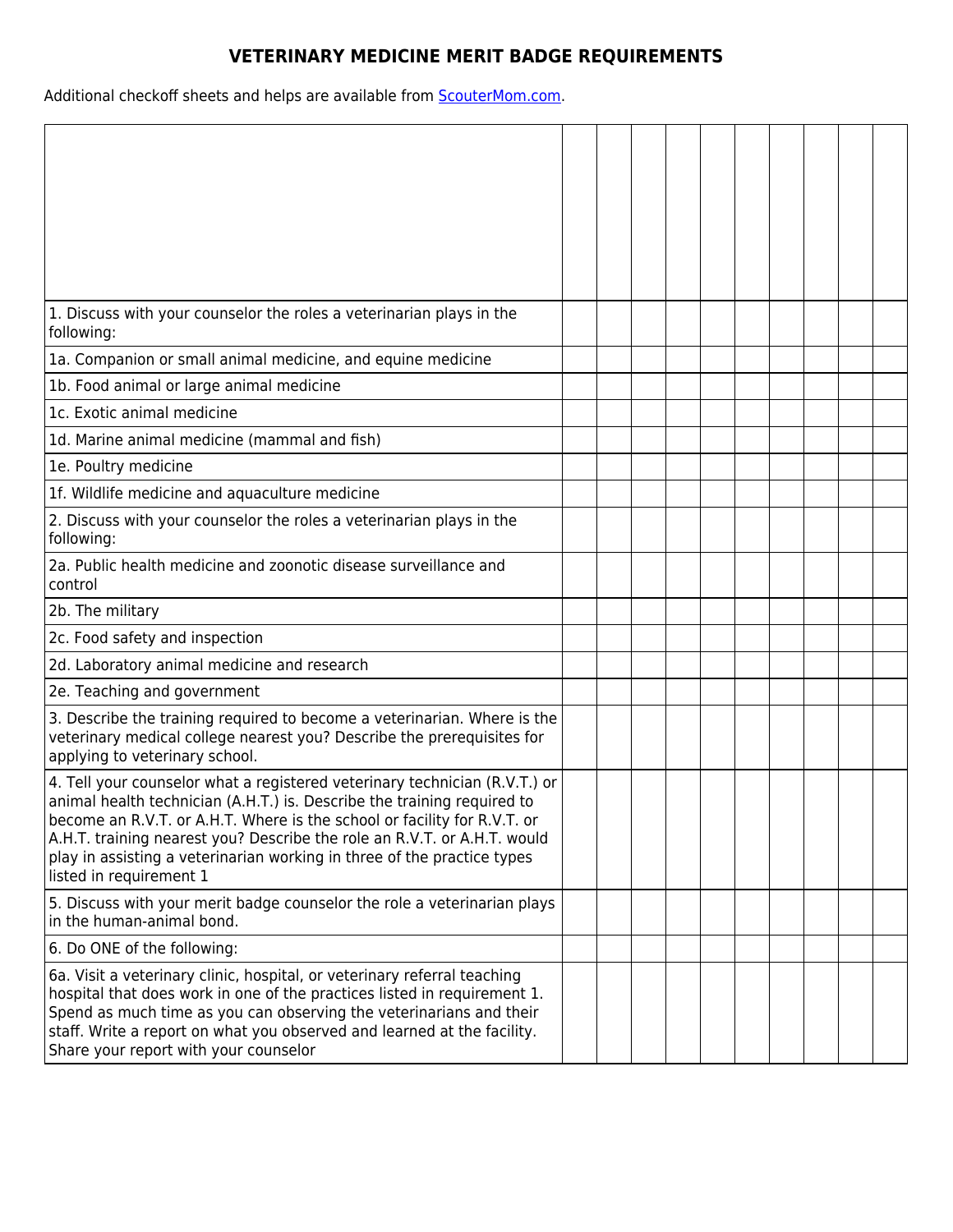# VETERINARY MEDICINE MERIT BADGE REQUIREMENTS

Additional checkoff sheets and helps are available from ScouterMom.com.

| | | | | | | | | | | |
|---|---|---|---|---|---|---|---|---|---|---|
| 1. Discuss with your counselor the roles a veterinarian plays in the following: | | | | | | | | | | |
| 1a. Companion or small animal medicine, and equine medicine | | | | | | | | | | |
| 1b. Food animal or large animal medicine | | | | | | | | | | |
| 1c. Exotic animal medicine | | | | | | | | | | |
| 1d. Marine animal medicine (mammal and fish) | | | | | | | | | | |
| 1e. Poultry medicine | | | | | | | | | | |
| 1f. Wildlife medicine and aquaculture medicine | | | | | | | | | | |
| 2. Discuss with your counselor the roles a veterinarian plays in the following: | | | | | | | | | | |
| 2a. Public health medicine and zoonotic disease surveillance and control | | | | | | | | | | |
| 2b. The military | | | | | | | | | | |
| 2c. Food safety and inspection | | | | | | | | | | |
| 2d. Laboratory animal medicine and research | | | | | | | | | | |
| 2e. Teaching and government | | | | | | | | | | |
| 3. Describe the training required to become a veterinarian. Where is the veterinary medical college nearest you? Describe the prerequisites for applying to veterinary school. | | | | | | | | | | |
| 4. Tell your counselor what a registered veterinary technician (R.V.T.) or animal health technician (A.H.T.) is. Describe the training required to become an R.V.T. or A.H.T. Where is the school or facility for R.V.T. or A.H.T. training nearest you? Describe the role an R.V.T. or A.H.T. would play in assisting a veterinarian working in three of the practice types listed in requirement 1 | | | | | | | | | | |
| 5. Discuss with your merit badge counselor the role a veterinarian plays in the human-animal bond. | | | | | | | | | | |
| 6. Do ONE of the following: | | | | | | | | | | |
| 6a. Visit a veterinary clinic, hospital, or veterinary referral teaching hospital that does work in one of the practices listed in requirement 1. Spend as much time as you can observing the veterinarians and their staff. Write a report on what you observed and learned at the facility. Share your report with your counselor | | | | | | | | | | |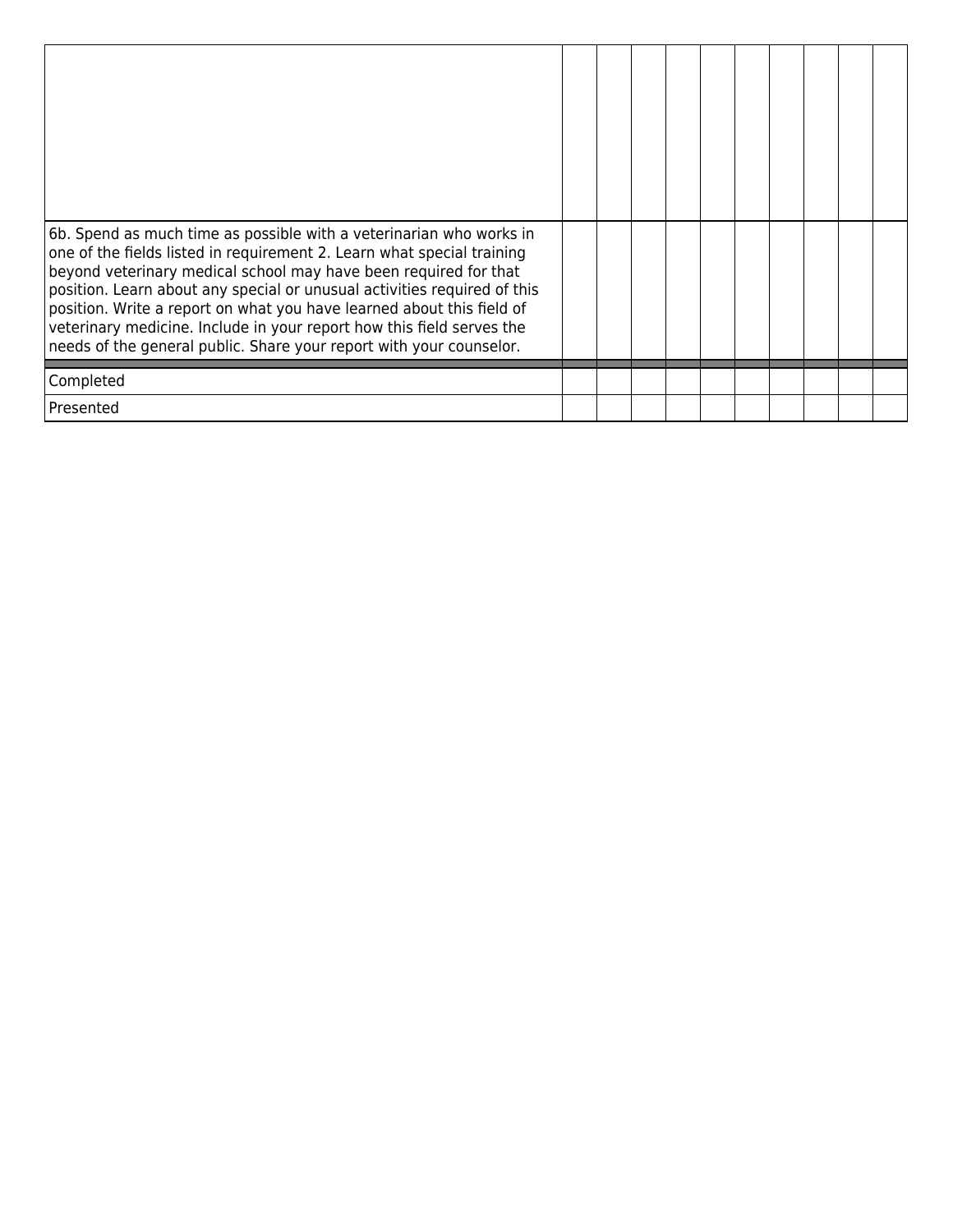| | | | | | | | | | | |
|---|---|---|---|---|---|---|---|---|---|---|
| | | | | | | | | | | |
| 6b. Spend as much time as possible with a veterinarian who works in one of the fields listed in requirement 2. Learn what special training beyond veterinary medical school may have been required for that position. Learn about any special or unusual activities required of this position. Write a report on what you have learned about this field of veterinary medicine. Include in your report how this field serves the needs of the general public. Share your report with your counselor. | | | | | | | | | | |
| Completed | | | | | | | | | | |
| Presented | | | | | | | | | | |